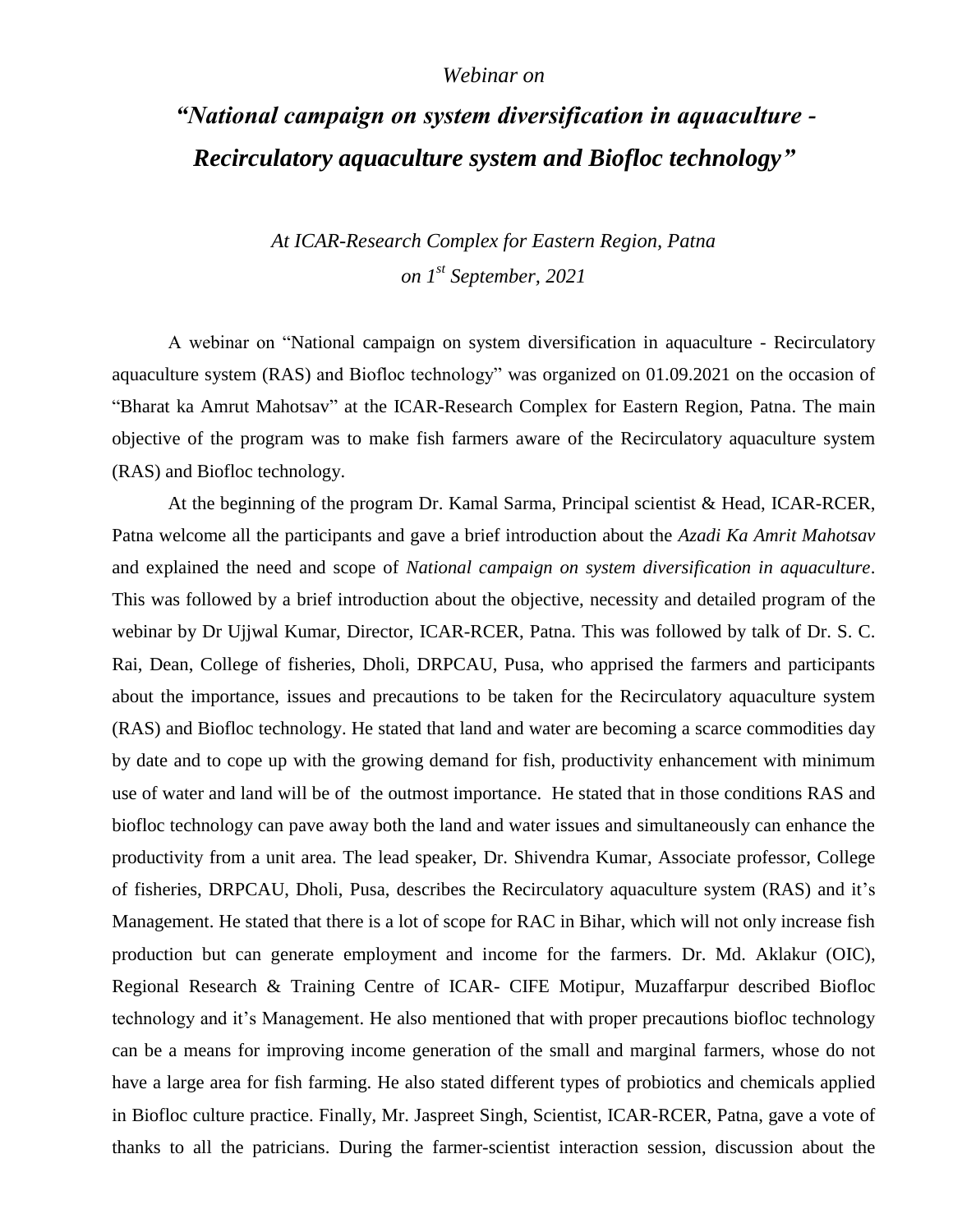*Webinar on*

# *"National campaign on system diversification in aquaculture - Recirculatory aquaculture system and Biofloc technology"*

*At ICAR-Research Complex for Eastern Region, Patna*
*on 1st September, 2021*

A webinar on "National campaign on system diversification in aquaculture - Recirculatory aquaculture system (RAS) and Biofloc technology" was organized on 01.09.2021 on the occasion of "Bharat ka Amrut Mahotsav" at the ICAR-Research Complex for Eastern Region, Patna. The main objective of the program was to make fish farmers aware of the Recirculatory aquaculture system (RAS) and Biofloc technology.

At the beginning of the program Dr. Kamal Sarma, Principal scientist & Head, ICAR-RCER, Patna welcome all the participants and gave a brief introduction about the *Azadi Ka Amrit Mahotsav* and explained the need and scope of *National campaign on system diversification in aquaculture*. This was followed by a brief introduction about the objective, necessity and detailed program of the webinar by Dr Ujjwal Kumar, Director, ICAR-RCER, Patna. This was followed by talk of Dr. S. C. Rai, Dean, College of fisheries, Dholi, DRPCAU, Pusa, who apprised the farmers and participants about the importance, issues and precautions to be taken for the Recirculatory aquaculture system (RAS) and Biofloc technology. He stated that land and water are becoming a scarce commodities day by date and to cope up with the growing demand for fish, productivity enhancement with minimum use of water and land will be of the outmost importance. He stated that in those conditions RAS and biofloc technology can pave away both the land and water issues and simultaneously can enhance the productivity from a unit area. The lead speaker, Dr. Shivendra Kumar, Associate professor, College of fisheries, DRPCAU, Dholi, Pusa, describes the Recirculatory aquaculture system (RAS) and it's Management. He stated that there is a lot of scope for RAC in Bihar, which will not only increase fish production but can generate employment and income for the farmers. Dr. Md. Aklakur (OIC), Regional Research & Training Centre of ICAR- CIFE Motipur, Muzaffarpur described Biofloc technology and it's Management. He also mentioned that with proper precautions biofloc technology can be a means for improving income generation of the small and marginal farmers, whose do not have a large area for fish farming. He also stated different types of probiotics and chemicals applied in Biofloc culture practice. Finally, Mr. Jaspreet Singh, Scientist, ICAR-RCER, Patna, gave a vote of thanks to all the patricians. During the farmer-scientist interaction session, discussion about the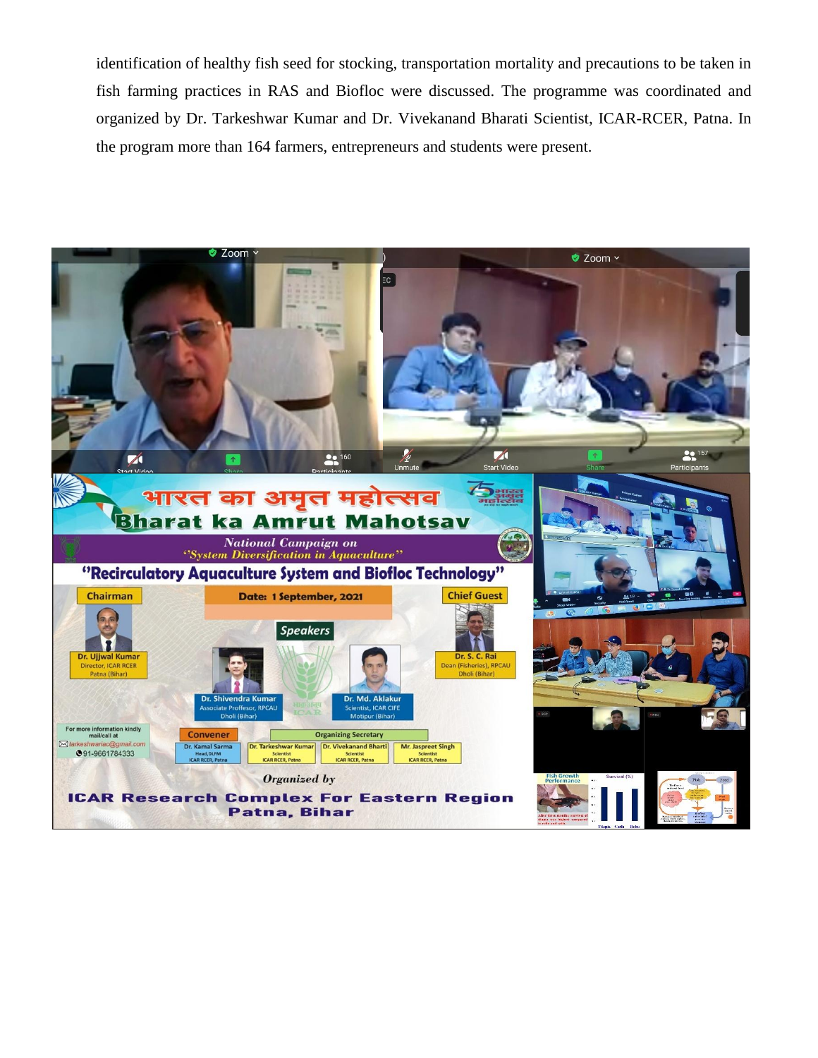identification of healthy fish seed for stocking, transportation mortality and precautions to be taken in fish farming practices in RAS and Biofloc were discussed. The programme was coordinated and organized by Dr. Tarkeshwar Kumar and Dr. Vivekanand Bharati Scientist, ICAR-RCER, Patna. In the program more than 164 farmers, entrepreneurs and students were present.